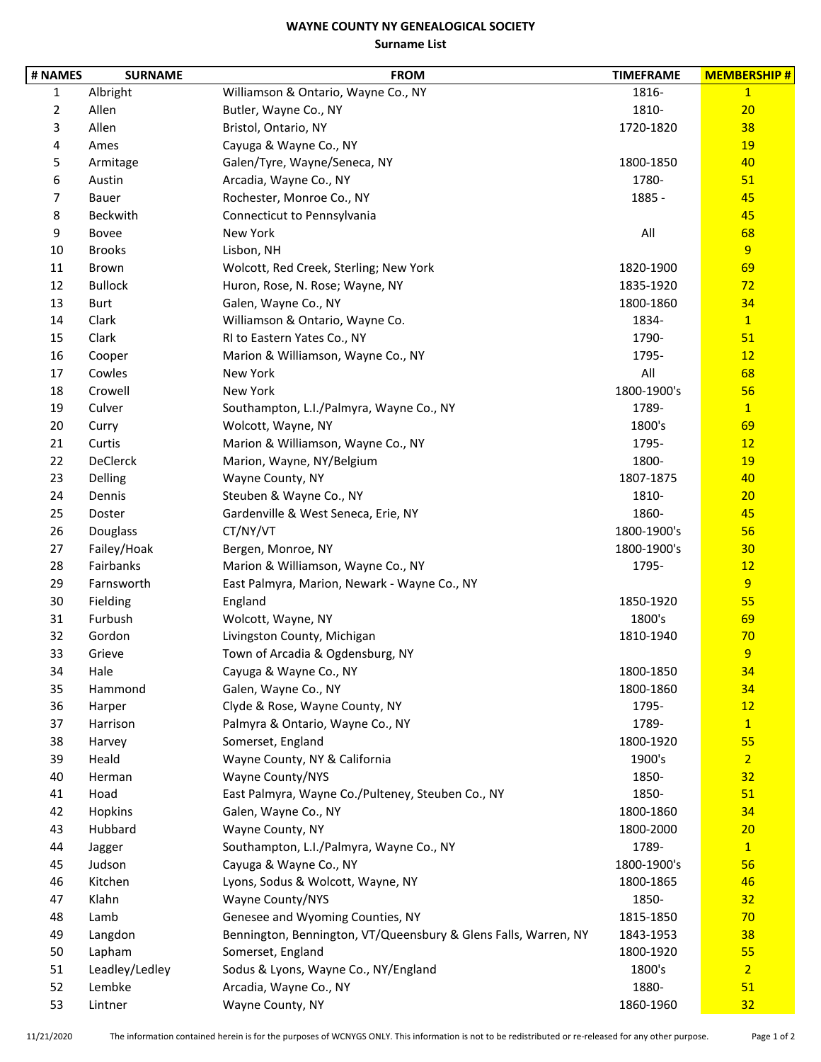# WAYNE COUNTY NY GENEALOGICAL SOCIETY

## Surname List

| # NAMES | SURNAME | FROM | TIMEFRAME | MEMBERSHIP # |
|---|---|---|---|---|
| 1 | Albright | Williamson & Ontario, Wayne Co., NY | 1816- | 1 |
| 2 | Allen | Butler, Wayne Co., NY | 1810- | 20 |
| 3 | Allen | Bristol, Ontario, NY | 1720-1820 | 38 |
| 4 | Ames | Cayuga & Wayne Co., NY | | 19 |
| 5 | Armitage | Galen/Tyre, Wayne/Seneca, NY | 1800-1850 | 40 |
| 6 | Austin | Arcadia, Wayne Co., NY | 1780- | 51 |
| 7 | Bauer | Rochester, Monroe Co., NY | 1885 - | 45 |
| 8 | Beckwith | Connecticut to Pennsylvania | | 45 |
| 9 | Bovee | New York | All | 68 |
| 10 | Brooks | Lisbon, NH | | 9 |
| 11 | Brown | Wolcott, Red Creek, Sterling; New York | 1820-1900 | 69 |
| 12 | Bullock | Huron, Rose, N. Rose; Wayne, NY | 1835-1920 | 72 |
| 13 | Burt | Galen, Wayne Co., NY | 1800-1860 | 34 |
| 14 | Clark | Williamson & Ontario, Wayne Co. | 1834- | 1 |
| 15 | Clark | RI to Eastern Yates Co., NY | 1790- | 51 |
| 16 | Cooper | Marion & Williamson, Wayne Co., NY | 1795- | 12 |
| 17 | Cowles | New York | All | 68 |
| 18 | Crowell | New York | 1800-1900's | 56 |
| 19 | Culver | Southampton, L.I./Palmyra, Wayne Co., NY | 1789- | 1 |
| 20 | Curry | Wolcott, Wayne, NY | 1800's | 69 |
| 21 | Curtis | Marion & Williamson, Wayne Co., NY | 1795- | 12 |
| 22 | DeClerck | Marion, Wayne, NY/Belgium | 1800- | 19 |
| 23 | Delling | Wayne County, NY | 1807-1875 | 40 |
| 24 | Dennis | Steuben & Wayne Co., NY | 1810- | 20 |
| 25 | Doster | Gardenville & West Seneca, Erie, NY | 1860- | 45 |
| 26 | Douglass | CT/NY/VT | 1800-1900's | 56 |
| 27 | Failey/Hoak | Bergen, Monroe, NY | 1800-1900's | 30 |
| 28 | Fairbanks | Marion & Williamson, Wayne Co., NY | 1795- | 12 |
| 29 | Farnsworth | East Palmyra, Marion, Newark - Wayne Co., NY | | 9 |
| 30 | Fielding | England | 1850-1920 | 55 |
| 31 | Furbush | Wolcott, Wayne, NY | 1800's | 69 |
| 32 | Gordon | Livingston County, Michigan | 1810-1940 | 70 |
| 33 | Grieve | Town of Arcadia & Ogdensburg, NY | | 9 |
| 34 | Hale | Cayuga & Wayne Co., NY | 1800-1850 | 34 |
| 35 | Hammond | Galen, Wayne Co., NY | 1800-1860 | 34 |
| 36 | Harper | Clyde & Rose, Wayne County, NY | 1795- | 12 |
| 37 | Harrison | Palmyra & Ontario, Wayne Co., NY | 1789- | 1 |
| 38 | Harvey | Somerset, England | 1800-1920 | 55 |
| 39 | Heald | Wayne County, NY & California | 1900's | 2 |
| 40 | Herman | Wayne County/NYS | 1850- | 32 |
| 41 | Hoad | East Palmyra, Wayne Co./Pulteney, Steuben Co., NY | 1850- | 51 |
| 42 | Hopkins | Galen, Wayne Co., NY | 1800-1860 | 34 |
| 43 | Hubbard | Wayne County, NY | 1800-2000 | 20 |
| 44 | Jagger | Southampton, L.I./Palmyra, Wayne Co., NY | 1789- | 1 |
| 45 | Judson | Cayuga & Wayne Co., NY | 1800-1900's | 56 |
| 46 | Kitchen | Lyons, Sodus & Wolcott, Wayne, NY | 1800-1865 | 46 |
| 47 | Klahn | Wayne County/NYS | 1850- | 32 |
| 48 | Lamb | Genesee and Wyoming Counties, NY | 1815-1850 | 70 |
| 49 | Langdon | Bennington, Bennington, VT/Queensbury & Glens Falls, Warren, NY | 1843-1953 | 38 |
| 50 | Lapham | Somerset, England | 1800-1920 | 55 |
| 51 | Leadley/Ledley | Sodus & Lyons, Wayne Co., NY/England | 1800's | 2 |
| 52 | Lembke | Arcadia, Wayne Co., NY | 1880- | 51 |
| 53 | Lintner | Wayne County, NY | 1860-1960 | 32 |

11/21/2020 The information contained herein is for the purposes of WCNYGS ONLY. This information is not to be redistributed or re-released for any other purpose.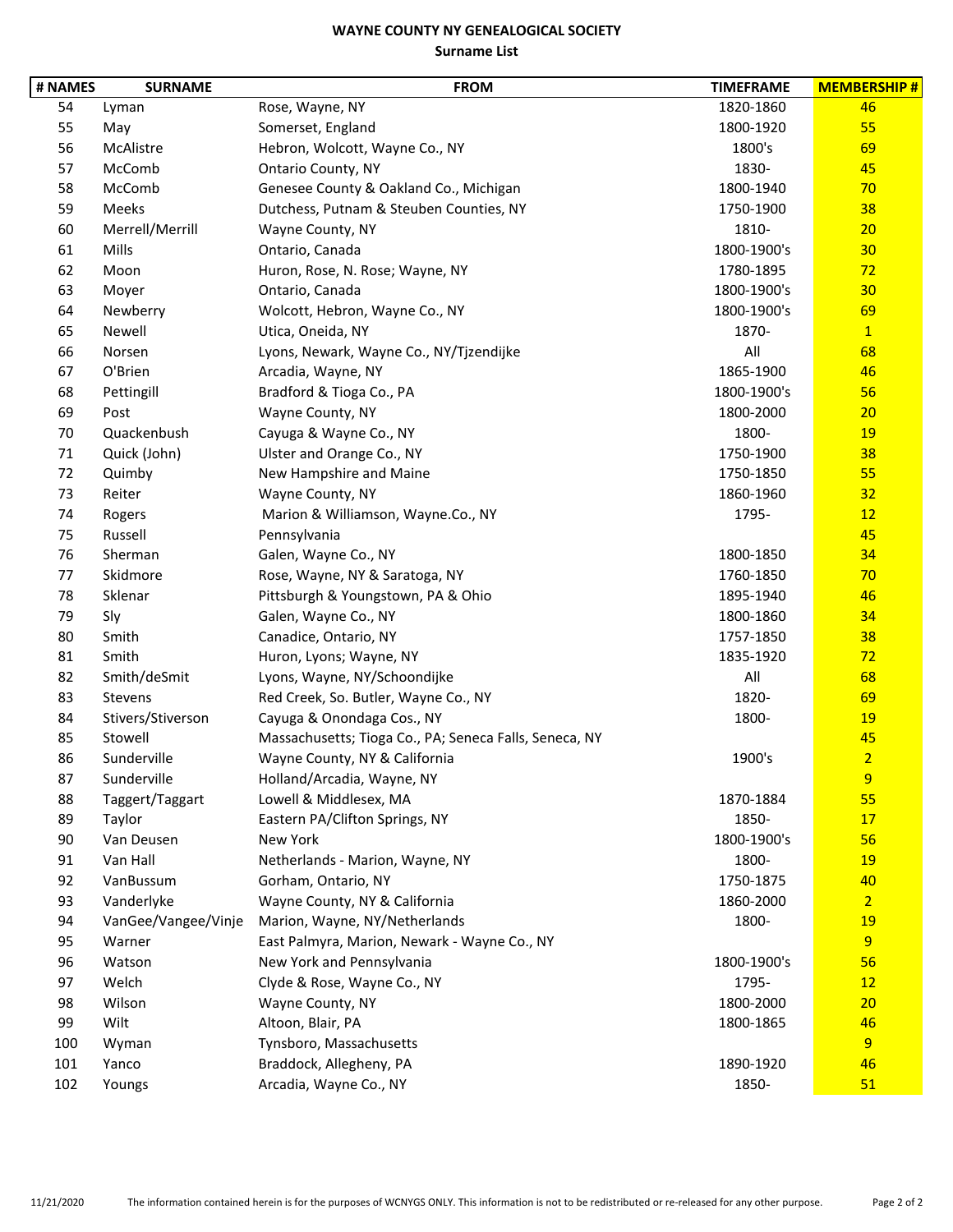**WAYNE COUNTY NY GENEALOGICAL SOCIETY**

**Surname List**

| # NAMES | SURNAME | FROM | TIMEFRAME | MEMBERSHIP # |
|---|---|---|---|---|
| 54 | Lyman | Rose, Wayne, NY | 1820-1860 | 46 |
| 55 | May | Somerset, England | 1800-1920 | 55 |
| 56 | McAlistre | Hebron, Wolcott, Wayne Co., NY | 1800's | 69 |
| 57 | McComb | Ontario County, NY | 1830- | 45 |
| 58 | McComb | Genesee County & Oakland Co., Michigan | 1800-1940 | 70 |
| 59 | Meeks | Dutchess, Putnam & Steuben Counties, NY | 1750-1900 | 38 |
| 60 | Merrell/Merrill | Wayne County, NY | 1810- | 20 |
| 61 | Mills | Ontario, Canada | 1800-1900's | 30 |
| 62 | Moon | Huron, Rose, N. Rose; Wayne, NY | 1780-1895 | 72 |
| 63 | Moyer | Ontario, Canada | 1800-1900's | 30 |
| 64 | Newberry | Wolcott, Hebron, Wayne Co., NY | 1800-1900's | 69 |
| 65 | Newell | Utica, Oneida, NY | 1870- | 1 |
| 66 | Norsen | Lyons, Newark, Wayne Co., NY/Tjzendijke | All | 68 |
| 67 | O'Brien | Arcadia, Wayne, NY | 1865-1900 | 46 |
| 68 | Pettingill | Bradford & Tioga Co., PA | 1800-1900's | 56 |
| 69 | Post | Wayne County, NY | 1800-2000 | 20 |
| 70 | Quackenbush | Cayuga & Wayne Co., NY | 1800- | 19 |
| 71 | Quick (John) | Ulster and Orange Co., NY | 1750-1900 | 38 |
| 72 | Quimby | New Hampshire and Maine | 1750-1850 | 55 |
| 73 | Reiter | Wayne County, NY | 1860-1960 | 32 |
| 74 | Rogers | Marion & Williamson, Wayne.Co., NY | 1795- | 12 |
| 75 | Russell | Pennsylvania | | 45 |
| 76 | Sherman | Galen, Wayne Co., NY | 1800-1850 | 34 |
| 77 | Skidmore | Rose, Wayne, NY & Saratoga, NY | 1760-1850 | 70 |
| 78 | Sklenar | Pittsburgh & Youngstown, PA & Ohio | 1895-1940 | 46 |
| 79 | Sly | Galen, Wayne Co., NY | 1800-1860 | 34 |
| 80 | Smith | Canadice, Ontario, NY | 1757-1850 | 38 |
| 81 | Smith | Huron, Lyons; Wayne, NY | 1835-1920 | 72 |
| 82 | Smith/deSmit | Lyons, Wayne, NY/Schoondijke | All | 68 |
| 83 | Stevens | Red Creek, So. Butler, Wayne Co., NY | 1820- | 69 |
| 84 | Stivers/Stiverson | Cayuga & Onondaga Cos., NY | 1800- | 19 |
| 85 | Stowell | Massachusetts; Tioga Co., PA; Seneca Falls, Seneca, NY | | 45 |
| 86 | Sunderville | Wayne County, NY & California | 1900's | 2 |
| 87 | Sunderville | Holland/Arcadia, Wayne, NY | | 9 |
| 88 | Taggert/Taggart | Lowell & Middlesex, MA | 1870-1884 | 55 |
| 89 | Taylor | Eastern PA/Clifton Springs, NY | 1850- | 17 |
| 90 | Van Deusen | New York | 1800-1900's | 56 |
| 91 | Van Hall | Netherlands - Marion, Wayne, NY | 1800- | 19 |
| 92 | VanBussum | Gorham, Ontario, NY | 1750-1875 | 40 |
| 93 | Vanderlyke | Wayne County, NY & California | 1860-2000 | 2 |
| 94 | VanGee/Vangee/Vinje | Marion, Wayne, NY/Netherlands | 1800- | 19 |
| 95 | Warner | East Palmyra, Marion, Newark - Wayne Co., NY | | 9 |
| 96 | Watson | New York and Pennsylvania | 1800-1900's | 56 |
| 97 | Welch | Clyde & Rose, Wayne Co., NY | 1795- | 12 |
| 98 | Wilson | Wayne County, NY | 1800-2000 | 20 |
| 99 | Wilt | Altoon, Blair, PA | 1800-1865 | 46 |
| 100 | Wyman | Tynsboro, Massachusetts | | 9 |
| 101 | Yanco | Braddock, Allegheny, PA | 1890-1920 | 46 |
| 102 | Youngs | Arcadia, Wayne Co., NY | 1850- | 51 |

11/21/2020 The information contained herein is for the purposes of WCNYGS ONLY. This information is not to be redistributed or re-released for any other purpose.